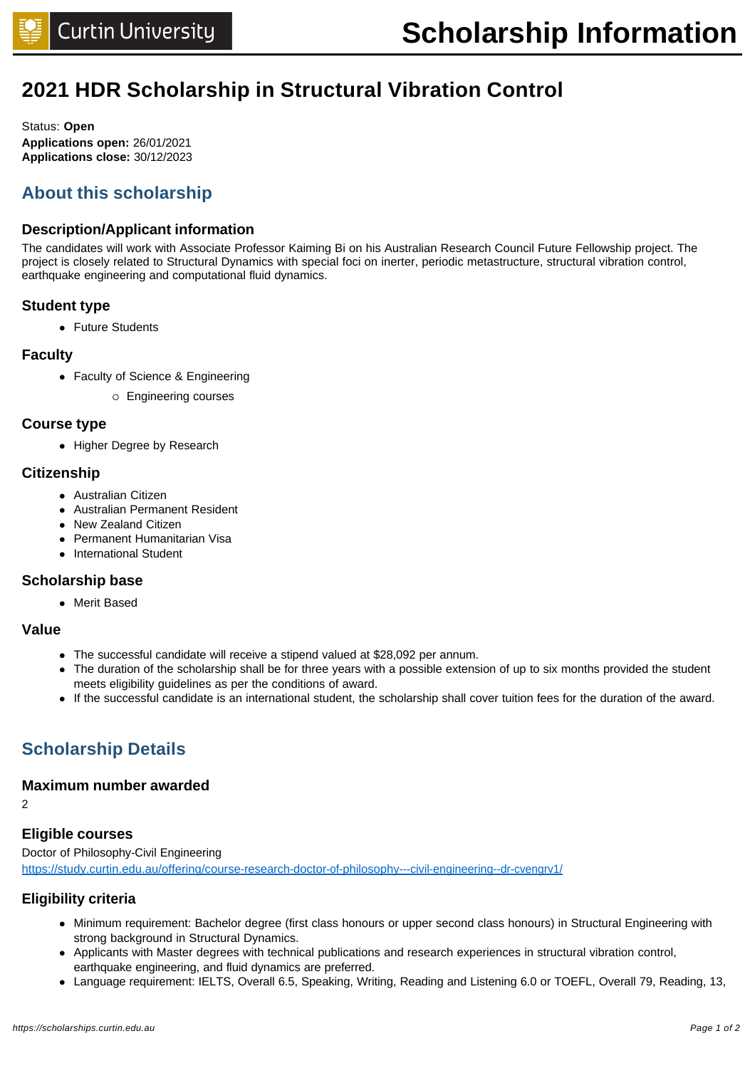# 2021 HDR Scholarship in Structural Vibration Control

Status: **Open**
**Applications open:** 26/01/2021
**Applications close:** 30/12/2023

## About this scholarship

### Description/Applicant information

The candidates will work with Associate Professor Kaiming Bi on his Australian Research Council Future Fellowship project. The project is closely related to Structural Dynamics with special foci on inerter, periodic metastructure, structural vibration control, earthquake engineering and computational fluid dynamics.

### Student type

- Future Students

### Faculty

- Faculty of Science & Engineering
  - Engineering courses

### Course type

- Higher Degree by Research

### Citizenship

- Australian Citizen
- Australian Permanent Resident
- New Zealand Citizen
- Permanent Humanitarian Visa
- International Student

### Scholarship base

- Merit Based

### Value

- The successful candidate will receive a stipend valued at $28,092 per annum.
- The duration of the scholarship shall be for three years with a possible extension of up to six months provided the student meets eligibility guidelines as per the conditions of award.
- If the successful candidate is an international student, the scholarship shall cover tuition fees for the duration of the award.

## Scholarship Details

### Maximum number awarded

2

### Eligible courses

Doctor of Philosophy-Civil Engineering
https://study.curtin.edu.au/offering/course-research-doctor-of-philosophy---civil-engineering--dr-cvengrv1/

### Eligibility criteria

- Minimum requirement: Bachelor degree (first class honours or upper second class honours) in Structural Engineering with strong background in Structural Dynamics.
- Applicants with Master degrees with technical publications and research experiences in structural vibration control, earthquake engineering, and fluid dynamics are preferred.
- Language requirement: IELTS, Overall 6.5, Speaking, Writing, Reading and Listening 6.0 or TOEFL, Overall 79, Reading, 13,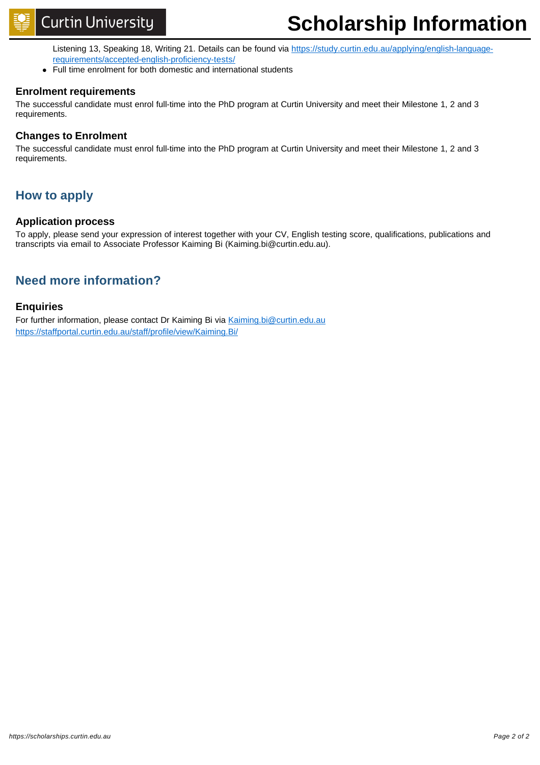Listening 13, Speaking 18, Writing 21. Details can be found via https://study.curtin.edu.au/applying/english-language-requirements/accepted-english-proficiency-tests/

- Full time enrolment for both domestic and international students

### Enrolment requirements

The successful candidate must enrol full-time into the PhD program at Curtin University and meet their Milestone 1, 2 and 3 requirements.

### Changes to Enrolment

The successful candidate must enrol full-time into the PhD program at Curtin University and meet their Milestone 1, 2 and 3 requirements.

## How to apply

### Application process

To apply, please send your expression of interest together with your CV, English testing score, qualifications, publications and transcripts via email to Associate Professor Kaiming Bi (Kaiming.bi@curtin.edu.au).

## Need more information?

### Enquiries

For further information, please contact Dr Kaiming Bi via Kaiming.bi@curtin.edu.au
https://staffportal.curtin.edu.au/staff/profile/view/Kaiming.Bi/